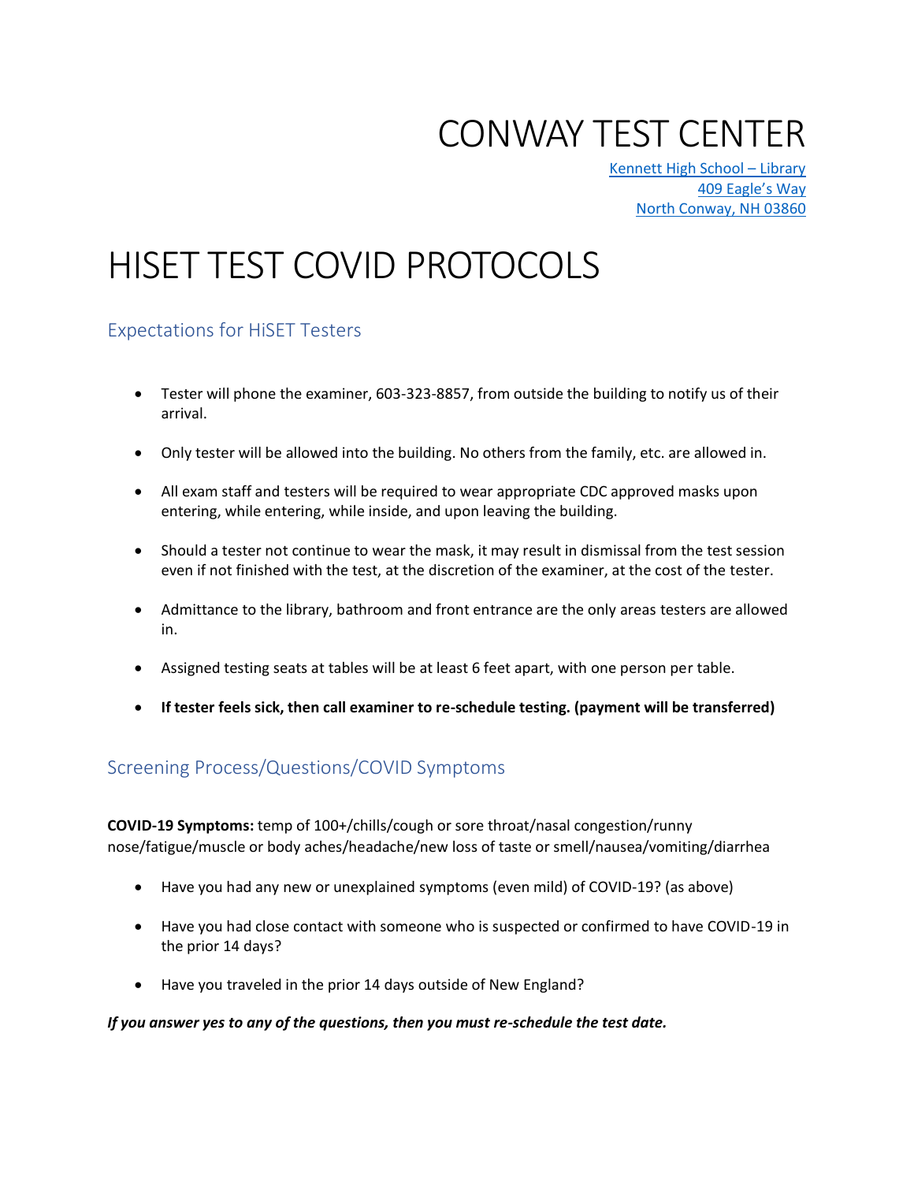# CONWAY TEST CENTER

Kennett High School – Library
409 Eagle's Way
North Conway, NH 03860

# HISET TEST COVID PROTOCOLS

## Expectations for HiSET Testers

- Tester will phone the examiner, 603-323-8857, from outside the building to notify us of their arrival.
- Only tester will be allowed into the building. No others from the family, etc. are allowed in.
- All exam staff and testers will be required to wear appropriate CDC approved masks upon entering, while entering, while inside, and upon leaving the building.
- Should a tester not continue to wear the mask, it may result in dismissal from the test session even if not finished with the test, at the discretion of the examiner, at the cost of the tester.
- Admittance to the library, bathroom and front entrance are the only areas testers are allowed in.
- Assigned testing seats at tables will be at least 6 feet apart, with one person per table.
- **If tester feels sick, then call examiner to re-schedule testing. (payment will be transferred)**

## Screening Process/Questions/COVID Symptoms

**COVID-19 Symptoms:** temp of 100+/chills/cough or sore throat/nasal congestion/runny nose/fatigue/muscle or body aches/headache/new loss of taste or smell/nausea/vomiting/diarrhea

- Have you had any new or unexplained symptoms (even mild) of COVID-19? (as above)
- Have you had close contact with someone who is suspected or confirmed to have COVID-19 in the prior 14 days?
- Have you traveled in the prior 14 days outside of New England?

***If you answer yes to any of the questions, then you must re-schedule the test date.***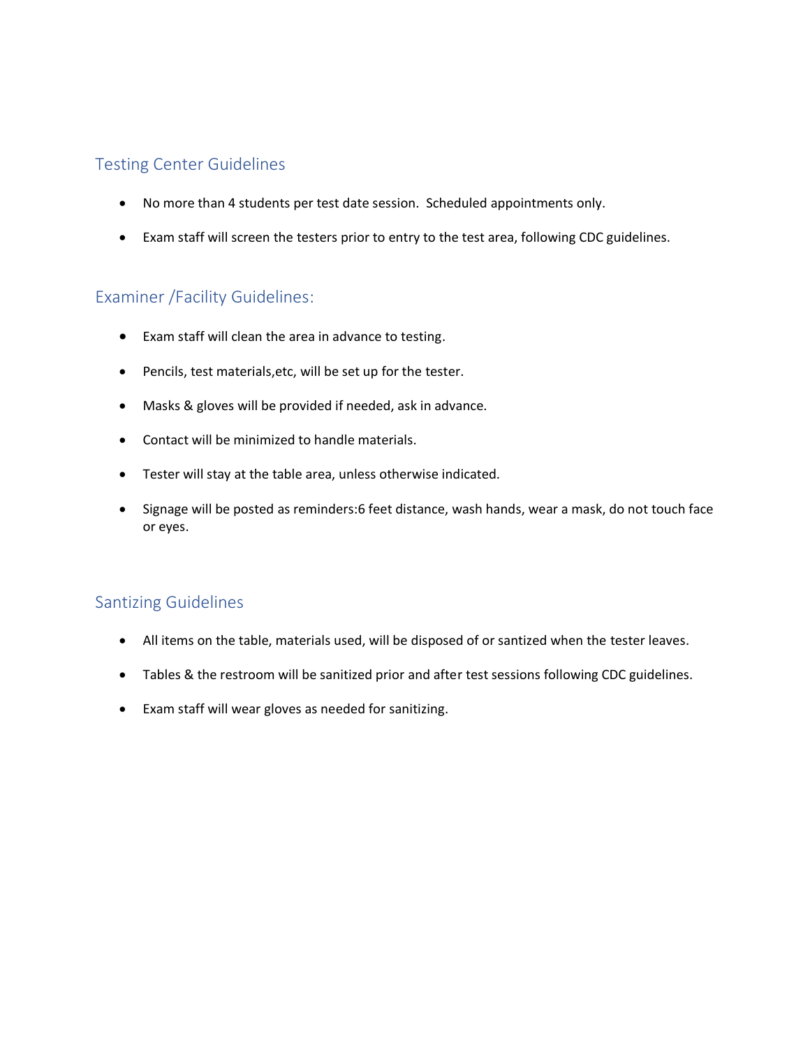## Testing Center Guidelines

- No more than 4 students per test date session.  Scheduled appointments only.
- Exam staff will screen the testers prior to entry to the test area, following CDC guidelines.

## Examiner /Facility Guidelines:

- Exam staff will clean the area in advance to testing.
- Pencils, test materials,etc, will be set up for the tester.
- Masks & gloves will be provided if needed, ask in advance.
- Contact will be minimized to handle materials.
- Tester will stay at the table area, unless otherwise indicated.
- Signage will be posted as reminders:6 feet distance, wash hands, wear a mask, do not touch face or eyes.

## Santizing Guidelines

- All items on the table, materials used, will be disposed of or santized when the tester leaves.
- Tables & the restroom will be sanitized prior and after test sessions following CDC guidelines.
- Exam staff will wear gloves as needed for sanitizing.